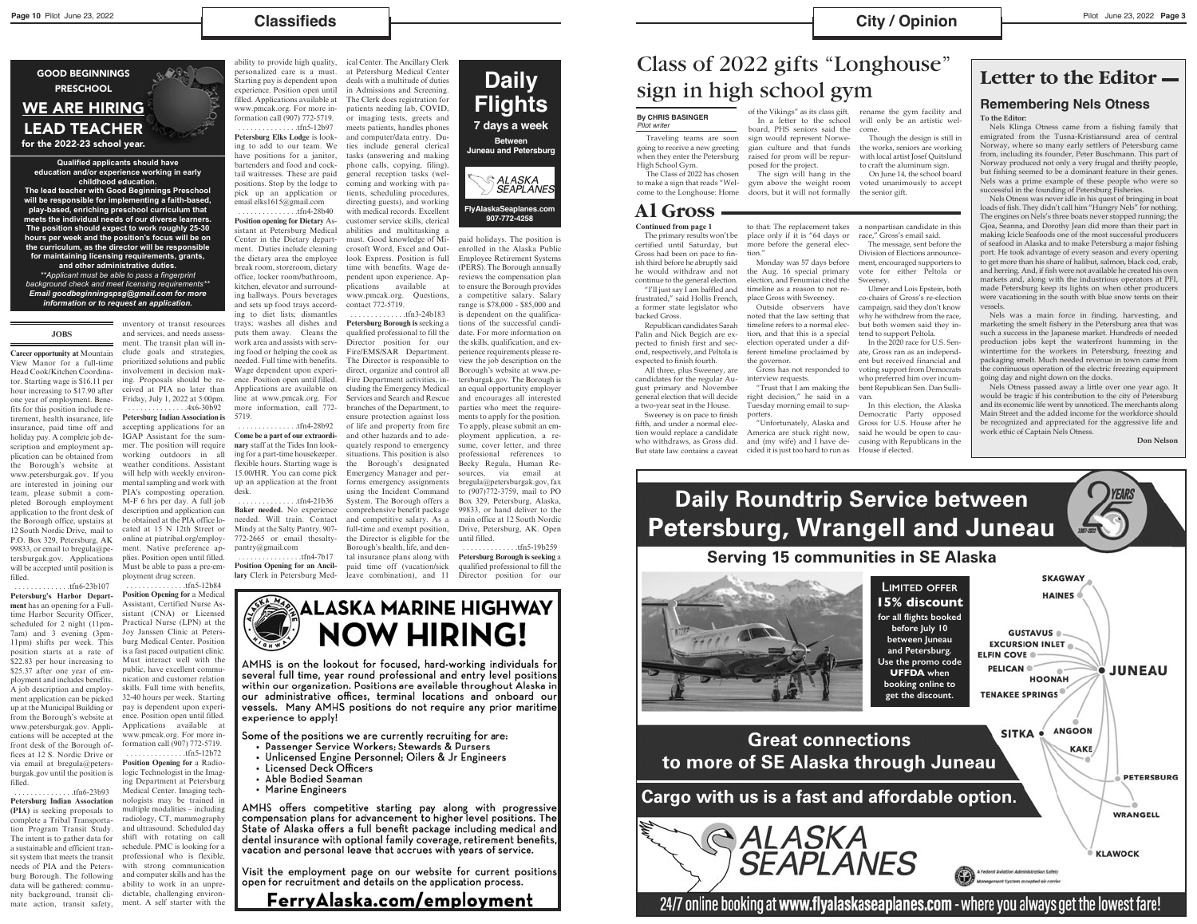# Classifieds

**GOOD BEGINNINGS PRESCHOOL**

## WE ARE HIRING LEAD TEACHER

**for the 2022-23 school year.**

**Qualified applicants should have education and/or experience working in early childhood education. The lead teacher with Good Beginnings Preschool will be responsible for implementing a faith-based, play-based, enriching preschool curriculum that meets the individual needs of our diverse learners. The position should expect to work roughly 25-30 hours per week and the position's focus will be on the curriculum, as the director will be responsible for maintaining licensing requirements, grants, and other administrative duties.**

***Applicant must be able to pass a fingerprint background check and meet licensing requirements***
***Email goodbeginningspsg@gmail.com for more information or to request an application.***

### JOBS

**Career opportunity at** Mountain View Manor for a full-time Head Cook/Kitchen Coordinator. Starting wage is $16.11 per hour increasing to $17.90 after one year of employment. Benefits for this position include retirement, health insurance, life insurance, paid time off and holiday pay. A complete job description and employment application can be obtained from the Borough's website at www.petersburgak.gov. If you are interested in joining our team, please submit a completed Borough employment application to the front desk of the Borough office, upstairs at 12 South Nordic Drive, mail to P.O. Box 329, Petersburg, AK 99833, or email to bregula@petersburgak.gov. Applications will be accepted until position is filled.
..............tfn6-23b107

**Petersburg's Harbor Department** has an opening for a Full-time Harbor Security Officer, scheduled for 2 night (11pm-7am) and 3 evening (3pm-11pm) shifts per week. This position starts at a rate of $22.83 per hour increasing to $25.37 after one year of employment and includes benefits. A job description and employment application can be picked up at the Municipal Building or from the Borough's website at www.petersburgak.gov. Applications will be accepted at the front desk of the Borough offices at 12 S. Nordic Drive or via email at bregula@petersburgak.gov until the position is filled.
..............tfn6-23b93

**Petersburg Indian Association (PIA)** is seeking proposals to complete a Tribal Transportation Program Transit Study. The intent is to gather data for a sustainable and efficient transit system that meets the transit needs of PIA and the Petersburg Borough. The following data will be gathered: community background, transit climate action, transit safety, inventory of transit resources and services, and needs assessment. The transit plan will include goals and strategies, prioritized solutions and public involvement in decision making. Proposals should be received at PIA no later than Friday, July 1, 2022 at 5:00pm.
..............4x6-30b92

**Petersburg Indian Association** is accepting applications for an IGAP Assistant for the summer. The position will require working outdoors in all weather conditions. Assistant will help with weekly environmental sampling and work with PIA's composting operation. M-F 6 hrs per day. A full job description and application can be obtained at the PIA office located at 15 N 12th Street or online at piatribal.org/employment. Native preference applies. Position open until filled. Must be able to pass a pre-employment drug screen.
..............tfn5-12b84

**Position Opening for** a Medical Assistant, Certified Nurse Assistant (CNA) or Licensed Practical Nurse (LPN) at the Joy Janssen Clinic at Petersburg Medical Center. Position is a fast paced outpatient clinic. Must interact well with the public, have excellent communication and customer relation skills. Full time with benefits, 32-40 hours per week. Starting pay is dependent upon experience. Position open until filled. Applications available at www.pmcak.org. For more information call (907) 772-5719.
..............tfn5-12b72

**Position Opening for** a Radiologic Technologist in the Imaging Department at Petersburg Medical Center. Imaging technologists may be trained in multiple modalities – including radiology, CT, mammography and ultrasound. Scheduled day shift with rotating on call schedule. PMC is looking for a professional who is flexible, with strong communication and computer skills and has the ability to work in an unpredictable, challenging environment. A self starter with the ability to provide high quality, personalized care is a must. Starting pay is dependent upon experience. Position open until filled. Applications available at www.pmcak.org. For more information call (907) 772-5719.
..............tfn5-12b97

**Petersburg Elks Lodge** is looking to add to our team. We have positions for a janitor, bartenders and food and cocktail waitresses. These are paid positions. Stop by the lodge to pick up an application or email elks1615@gmail.com
..............tfn4-28b40

**Position opening for Dietary** Assistant at Petersburg Medical Center in the Dietary department. Duties include cleaning the dietary area the employee break room, storeroom, dietary office, locker room/bathroom, kitchen, elevator and surrounding hallways. Pours beverages and sets up food trays according to diet lists; dismantles trays; washes all dishes and puts them away. Cleans the work area and assists with serving food or helping the cook as needed. Full time with benefits. Wage dependent upon experience. Position open until filled. Applications are available on line at www.pmcak.org. For more information, call 772-5719.
..............tfn4-28b92

**Come be a part of our extraordinary** staff at the Tides Inn looking for a part-time housekeeper. Flexible hours. Starting wage is 15.00/HR. You can come pick up an application at the front desk.
..............tfn4-21b36

**Baker needed.** No experience needed. Will train. Contact Mindy at the Salty Pantry. 907-772-2665 or email thesaltypantry@gmail.com
..............tfn4-7b17

**Position Opening for an Ancillary** Clerk in Petersburg Medical Center. The Ancillary Clerk at Petersburg Medical Center deals with a multitude of duties in Admissions and Screening. The Clerk does registration for patients needing lab, COVID, or imaging tests, greets and meets patients, handles phones and computer/data entry. Duties include general clerical tasks (answering and making phone calls, copying, filing), general reception tasks (welcoming and working with patients, scheduling procedures, directing guests), and working with medical records. Excellent customer service skills, clerical abilities and multitasking a must. Good knowledge of Microsoft Word, Excel and Outlook Express. Position is full time with benefits. Wage dependent upon experience. Applications available at www.pmcak.org. Questions, contact 772-5719.
..............tfn3-24b183

**Petersburg Borough** is seeking a qualified professional to fill the Director position for our Fire/EMS/SAR Department. The Director is responsible to direct, organize and control all Fire Department activities, including the Emergency Medical Services and Search and Rescue branches of the Department, to ensure protection against loss of life and property from fire and other hazards and to adequately respond to emergency situations. This position is also the Borough's designated Emergency Manager and performs emergency assignments using the Incident Command System. The Borough offers a comprehensive benefit package and competitive salary. As a full-time and exempt position, the Director is eligible for the Borough's health, life, and dental insurance plans along with paid time off (vacation/sick leave combination), and 11 paid holidays. The position is enrolled in the Alaska Public Employee Retirement Systems (PERS). The Borough annually reviews the compensation plan to ensure the Borough provides a competitive salary. Salary range is $78,000 - $85,000 and is dependent on the qualifications of the successful candidate. For more information on the skills, qualification, and experience requirements please review the job description on the Borough's website at www.petersburgak.gov. The Borough is an equal opportunity employer and encourages all interested parties who meet the requirements to apply for the position. To apply, please submit an employment application, a resume, cover letter, and three professional references to Becky Regula, Human Resources, via email at bregula@petersburgak.gov, fax to (907)772-3759, mail to PO Box 329, Petersburg, Alaska, 99833, or hand deliver to the main office at 12 South Nordic Drive, Petersburg, AK. Open until filled.
..............tfn5-19b259

**Petersburg Borough is seeking** a qualified professional to fill the Director position for our

**Daily Flights**
**7 days a week**
**Between Juneau and Petersburg**
ALASKA SEAPLANES
FlyAlaskaSeaplanes.com
907-772-4258

## ALASKA MARINE HIGHWAY NOW HIRING!

AMHS is on the lookout for focused, hard-working individuals for several full time, year round professional and entry level positions within our organization. Positions are available throughout Alaska in our administrative offices, terminal locations and onboard our vessels. Many AMHS positions do not require any prior maritime experience to apply!

Some of the positions we are currently recruiting for are:

- Passenger Service Workers; Stewards & Pursers
- Unlicensed Engine Personnel; Oilers & Jr Engineers
- Licensed Deck Officers
- Able Bodied Seaman
- Marine Engineers

AMHS offers competitive starting pay along with progressive compensation plans for advancement to higher level positions. The State of Alaska offers a full benefit package including medical and dental insurance with optional family coverage, retirement benefits, vacation and personal leave that accrues with years of service.

Visit the employment page on our website for current positions open for recruitment and details on the application process.

**FerryAlaska.com/employment**

# City / Opinion

# Class of 2022 gifts "Longhouse" sign in high school gym

**By CHRIS BASINGER**
*Pilot writer*

Traveling teams are soon going to receive a new greeting when they enter the Petersburg High School Gym.

The Class of 2022 has chosen to make a sign that reads "Welcome to the Longhouse: Home of the Vikings" as its class gift.

In a letter to the school board, PHS seniors said the sign would represent Norwegian culture and that funds raised for prom will be repurposed for the project.

The sign will hang in the gym above the weight room doors, but it will not formally rename the gym facility and will only be an artistic welcome.

Though the design is still in the works, seniors are working with local artist Josef Quitslund to craft the aluminum sign.

On June 14, the school board voted unanimously to accept the senior gift.

# Al Gross

**Continued from page 1**

The primary results won't be certified until Saturday, but Gross had been on pace to finish third before he abruptly said he would withdraw and not continue to the general election.

"I'll just say I am baffled and frustrated," said Hollis French, a former state legislator who backed Gross.

Republican candidates Sarah Palin and Nick Begich are expected to finish first and second, respectively, and Peltola is expected to finish fourth.

All three, plus Sweeney, are candidates for the regular August primary and November general election that will decide a two-year seat in the House.

Sweeney is on pace to finish fifth, and under a normal election would replace a candidate who withdraws, as Gross did. But state law contains a caveat to that: The replacement takes place only if it is "64 days or more before the general election."

Monday was 57 days before the Aug. 16 special primary election, and Fenumiai cited the timeline as a reason to not replace Gross with Sweeney.

Outside observers have noted that the law setting that timeline refers to a normal election, and that this is a special election operated under a different timeline proclaimed by the governor.

Gross has not responded to interview requests.

"Trust that I am making the right decision," he said in a Tuesday morning email to supporters.

"Unfortunately, Alaska and America are stuck right now, and (my wife) and I have decided it is just too hard to run as a nonpartisan candidate in this race," Gross's email said.

The message, sent before the Division of Elections announcement, encouraged supporters to vote for either Peltola or Sweeney.

Ulmer and Lois Epstein, both co-chairs of Gross's re-election campaign, said they don't know why he withdrew from the race, but both women said they intend to support Peltola.

In the 2020 race for U.S. Senate, Gross ran as an independent but received financial and voting support from Democrats who preferred him over incumbent Republican Sen. Dan Sullivan.

In this election, the Alaska Democratic Party opposed Gross for U.S. House after he said he would be open to caucusing with Republicans in the House if elected.

# Letter to the Editor

## Remembering Nels Otness

**To the Editor:**

Nels Klinga Otness came from a fishing family that emigrated from the Tusna-Kristiansund area of central Norway, where so many early settlers of Petersburg came from, including its founder, Peter Buschmann. This part of Norway produced not only a very frugal and thrifty people, but fishing seemed to be a dominant feature in their genes. Nels was a prime example of these people who were so successful in the founding of Petersburg Fisheries.

Nels Otness was never idle in his quest of bringing in boat loads of fish. They didn't call him "Hungry Nels" for nothing. The engines on Nels's three boats never stopped running; the Gjoa, Seanna, and Dorothy Jean did more than their part in making Icicle Seafoods one of the most successful producers of seafood in Alaska and to make Petersburg a major fishing port. He took advantage of every season and every opening to get more than his share of halibut, salmon, black cod, crab, and herring. And, if fish were not available he created his own markets and, along with the industrious operators at PFI, made Petersburg keep its lights on when other producers were vacationing in the south with blue snow tents on their vessels.

Nels was a main force in finding, harvesting, and marketing the smelt fishery in the Petersburg area that was such a success in the Japanese market. Hundreds of needed production jobs kept the waterfront humming in the wintertime for the workers in Petersburg, freezing and packaging smelt. Much needed revenue in town came from the continuous operation of the electric freezing equipment going day and night down on the docks.

Nels Otness passed away a little over one year ago. It would be tragic if his contribution to the city of Petersburg and its economic life went by unnoticed. The merchants along Main Street and the added income for the workforce should be recognized and appreciated for the aggressive life and work ethic of Captain Nels Otness.

**Don Nelson**

## Daily Roundtrip Service between Petersburg, Wrangell and Juneau

**Serving 15 communities in SE Alaska**

25 YEARS

**LIMITED OFFER**
**15% discount**
**for all flights booked before July 10 between Juneau and Petersburg. Use the promo code UFFDA when booking online to get the discount.**

SKAGWAY · HAINES · GUSTAVUS · EXCURSION INLET · ELFIN COVE · PELICAN · HOONAH · JUNEAU · TENAKEE SPRINGS · SITKA · ANGOON · KAKE · PETERSBURG · WRANGELL · KLAWOCK

**Great connections to more of SE Alaska through Juneau**

**Cargo with us is a fast and affordable option.**

ALASKA SEAPLANES

A Federal Aviation Administration Safety Management System accepted air carrier

**24/7 online booking at www.flyalaskaseaplanes.com - where you always get the lowest fare!**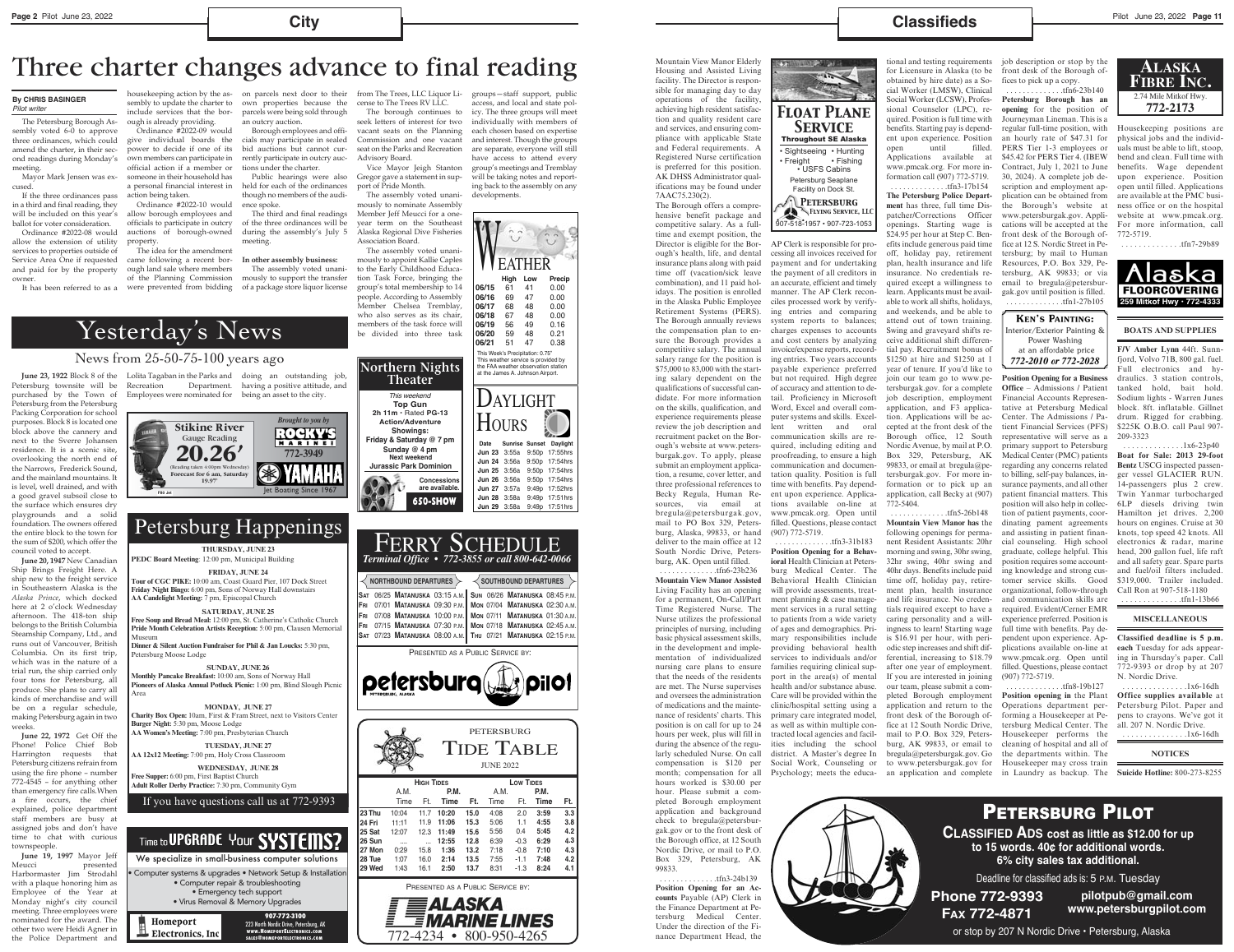# Three charter changes advance to final reading

**By CHRIS BASINGER**
*Pilot writer*

The Petersburg Borough Assembly voted 6-0 to approve three ordinances, which could amend the charter, in their second readings during Monday's meeting.

Mayor Mark Jensen was excused.

If the three ordinances pass in a third and final reading, they will be included on this year's ballot for voter consideration.

Ordinance #2022-08 would allow the extension of utility services to properties outside of Service Area One if requested and paid for by the property owner.

It has been referred to as a housekeeping action by the assembly to update the charter to include services that the borough is already providing.

Ordinance #2022-09 would give individual boards the power to decide if one of its own members can participate in official action if a member or someone in their household has a personal financial interest in action being taken.

Ordinance #2022-10 would allow borough employees and officials to participate in outcry auctions of borough-owned property.

The idea for the amendment came following a recent borough land sale where members of the Planning Commission were prevented from bidding on parcels next door to their own properties because the parcels were being sold through an outcry auction.

Borough employees and officials may participate in sealed bid auctions but cannot currently participate in outcry auctions under the charter.

Public hearings were also held for each of the ordinances though no members of the audience spoke.

The third and final readings of the three ordinances will be during the assembly's July 5 meeting.

**In other assembly business:**

The assembly voted unanimously to support the transfer of a package store liquor license from The Trees, LLC Liquor License to The Trees RV LLC.

The borough continues to seek letters of interest for two vacant seats on the Planning Commission and one vacant seat on the Parks and Recreation Advisory Board.

Vice Mayor Jeigh Stanton Gregor gave a statement in support of Pride Month.

The assembly voted unanimously to nominate Assembly Member Jeff Meucci for a one-year term on the Southeast Alaska Regional Dive Fisheries Association Board.

The assembly voted unanimously to appoint Kallie Caples to the Early Childhood Education Task Force, bringing the group's total membership to 14 people. According to Assembly Member Chelsea Tremblay, who also serves as its chair, members of the task force will be divided into three task groups—staff support, public access, and local and state policy. The three groups will meet individually with members of each chosen based on expertise and interest. Though the groups are separate, everyone will still have access to each other group's meetings and Tremblay will be taking notes and reporting back to the assembly on any developments.

## Weather

| | High | Low | Precip |
|---|---|---|---|
| 06/15 | 61 | 41 | 0.00 |
| 06/16 | 69 | 47 | 0.00 |
| 06/17 | 68 | 48 | 0.00 |
| 06/18 | 67 | 48 | 0.00 |
| 06/19 | 56 | 49 | 0.16 |
| 06/20 | 59 | 48 | 0.21 |
| 06/21 | 51 | 47 | 0.38 |

This Week's Precipitation: 0.75"
This weather service is provided by the FAA weather observation station at the James A. Johnson Airport.

## Northern Nights Theater

*This weekend*
**Top Gun**
2h 11m • Rated PG-13
Action/Adventure
**Showings:**
Friday & Saturday @ 7 pm
Sunday @ 4 pm
**Next weekend**
**Jurassic Park Dominion**

Concessions are available.
650-SHOW

## Daylight Hours

| Date | Sunrise | Sunset | Daylight |
|---|---|---|---|
| Jun 23 | 3:55a | 9:50p | 17:55hrs |
| Jun 24 | 3:56a | 9:50p | 17:54hrs |
| Jun 25 | 3:56a | 9:50p | 17:54hrs |
| Jun 26 | 3:56a | 9:50p | 17:54hrs |
| Jun 27 | 3:57a | 9:49p | 17:52hrs |
| Jun 28 | 3:58a | 9:49p | 17:51hrs |
| Jun 29 | 3:58a | 9:49p | 17:51hrs |

# Yesterday's News

## News from 25-50-75-100 years ago

**June 23, 1922** Block 8 of the Petersburg townsite will be purchased by the Town of Petersburg from the Petersburg Packing Corporation for school purposes. Block 8 is located one block above the cannery and next to the Sverre Johansen residence. It is a scenic site, overlooking the north end of the Narrows, Frederick Sound, and the mainland mountains. It is level, well drained, and with a good gravel subsoil close to the surface which ensures dry playgrounds and a solid foundation. The owners offered the entire block to the town for the sum of $200, which offer the council voted to accept.

**June 20, 1947** New Canadian Ship Brings Freight Here. A ship new to the freight service in Southeastern Alaska is the *Alaska Prince*, which docked here at 2 o'clock Wednesday afternoon. The 418-ton ship belongs to the British Columbia Steamship Company, Ltd., and runs out of Vancouver, British Columbia. On its first trip, which was in the nature of a trial run, the ship carried only four tons for Petersburg, all produce. She plans to carry all kinds of merchandise and will be on a regular schedule, making Petersburg again in two weeks.

**June 22, 1972** Get Off the Phone! Police Chief Bob Harrington requests that Petersburg citizens refrain from using the fire phone – number 772-4545 – for anything other than emergency fire calls. When a fire occurs, the chief explained, police department staff members are busy at assigned jobs and don't have time to chat with curious townspeople.

**June 19, 1997** Mayor Jeff Meucci presented Harbormaster Jim Strodahl with a plaque honoring him as Employee of the Year at Monday night's city council meeting. Three employees were nominated for the award. The other two were Heidi Agner in the Police Department and Lolita Tagaban in the Parks and Recreation Department. Employees were nominated for doing an outstanding job, having a positive attitude, and being an asset to the city.

**Stikine River** Gauge Reading
**20.26'**
(Reading taken 4:00pm Wednesday)
Forecast for 6 am, Saturday 19.97'

Brought to you by ROCKY'S MARINE 772-3949 YAMAHA Jet Boating Since 1967

# Petersburg Happenings

**THURSDAY, JUNE 23**
**PEDC Board Meeting**: 12:00 pm, Municipal Building

**FRIDAY, JUNE 24**
**Tour of CGC PIKE:** 10:00 am, Coast Guard Pier, 107 Dock Street
**Friday Night Bingo:** 6:00 pm, Sons of Norway Hall downstairs
**AA Candlelight Meeting:** 7 pm, Episcopal Church

**SATURDAY, JUNE 25**
**Free Soup and Bread Meal:** 12:00 pm, St. Catherine's Catholic Church
**Pride Month Celebration Artists Reception:** 5:00 pm, Clausen Memorial Museum
**Dinner & Silent Auction Fundraiser for Phil & Jan Loucks:** 5:30 pm, Petersburg Moose Lodge

**SUNDAY, JUNE 26**
**Monthly Pancake Breakfast:** 10:00 am, Sons of Norway Hall
**Pioneers of Alaska Annual Potluck Picnic:** 1:00 pm, Blind Slough Picnic Area

**MONDAY, JUNE 27**
**Charity Box Open:** 10am, First & Fram Street, next to Visitors Center
**Burger Night:** 5:30 pm, Moose Lodge
**AA Women's Meeting:** 7:00 pm, Presbyterian Church

**TUESDAY, JUNE 27**
**AA 12x12 Meeting:** 7:00 pm, Holy Cross Classroom

**WEDNESDAY, JUNE 28**
**Free Supper:** 6:00 pm, First Baptist Church
**Adult Roller Derby Practice:** 7:30 pm, Community Gym

If you have questions call us at 772-9393

Time to UPGRADE Your SYSTEMS?
We specialize in small-business computer solutions
• Computer systems & upgrades • Network Setup & Installation
• Computer repair & troubleshooting
• Emergency tech support
• Virus Removal & Memory Upgrades
Homeport Electronics, Inc 907-772-3100 223 North Nordic Drive, Petersburg, AK www.HomeportElectronics.com sales@homeportelectronics.com

# Ferry Schedule

*Terminal Office • 772-3855 or call 800-642-0066*

| NORTHBOUND DEPARTURES | | | | SOUTHBOUND DEPARTURES | | | |
|---|---|---|---|---|---|---|---|
| Sat | 06/25 | Matanuska | 03:15 a.m. | Sun | 06/26 | Matanuska | 08:45 p.m. |
| Fri | 07/01 | Matanuska | 09:30 p.m. | Mon | 07/04 | Matanuska | 02:30 a.m. |
| Fri | 07/08 | Matanuska | 10:00 p.m. | Mon | 07/11 | Matanuska | 01:30 a.m. |
| Fri | 07/15 | Matanuska | 07:30 p.m. | Mon | 07/18 | Matanuska | 02:45 a.m. |
| Sat | 07/23 | Matanuska | 08:00 a.m. | Thu | 07/21 | Matanuska | 02:15 p.m. |

Presented as a Public Service by: petersburg pilot

# Petersburg Tide Table

June 2022

| | High Tides | | | | Low Tides | | | |
|---|---|---|---|---|---|---|---|---|
| | A.M. | | P.M. | | A.M. | | P.M. | |
| | Time | Ft. | Time | Ft. | Time | Ft. | Time | Ft. |
| 23 Thu | 10:04 | 11.7 | 10:20 | 15.0 | 4:08 | 2.0 | 3:59 | 3.3 |
| 24 Fri | 11:11 | 11.9 | 11:06 | 15.3 | 5:06 | 1.1 | 4:55 | 3.8 |
| 25 Sat | 12:07 | 12.3 | 11:49 | 15.6 | 5:56 | 0.4 | 5:45 | 4.2 |
| 26 Sun | .... | ... | 12:55 | 12.8 | 6:39 | -0.3 | 6:29 | 4.3 |
| 27 Mon | 0:29 | 15.8 | 1:36 | 13.2 | 7:18 | -0.8 | 7:10 | 4.3 |
| 28 Tue | 1:07 | 16.0 | 2:14 | 13.5 | 7:55 | -1.1 | 7:48 | 4.2 |
| 29 Wed | 1:43 | 16.1 | 2:50 | 13.7 | 8:31 | -1.3 | 8:24 | 4.1 |

Presented as a Public Service by: Alaska Marine Lines 772-4234 • 800-950-4265

# Classifieds

Mountain View Manor Elderly Housing and Assisted Living facility. The Director is responsible for managing day to day operations of the facility, achieving high resident satisfaction and quality resident care and services, and ensuring compliance with applicable State and Federal requirements. A Registered Nurse certification is preferred for this position. AK DHSS Administrator qualifications may be found under 7AAC75.230(2).

The Borough offers a comprehensive benefit package and competitive salary. As a full-time and exempt position, the Director is eligible for the Borough's health, life, and dental insurance plans along with paid time off (vacation/sick leave combination), and 11 paid holidays. The position is enrolled in the Alaska Public Employee Retirement Systems (PERS). The Borough annually reviews the compensation plan to ensure the Borough provides a competitive salary. The annual salary range for the position is $75,000 to 83,000 with the starting salary dependent on the qualifications of successful candidate. For more information on the skills, qualification, and experience requirements please review the job description and recruitment packet on the Borough's website at www.petersburgak.gov. To apply, please submit an employment application, a resume, cover letter, and three professional references to Becky Regula, Human Resources, via email at bregula@petersburgak.gov, mail to PO Box 329, Petersburg, Alaska, 99833, or hand deliver to the main office at 12 South Nordic Drive, Petersburg, AK. Open until filled.
. . . . . . . . . . . . . tfn6-23b236

**Mountain View Manor Assisted** Living Facility has an opening for a permanent, On-Call/Part Time Registered Nurse. The Nurse utilizes the professional principles of nursing, including basic physical assessment skills, in the development and implementation of individualized nursing care plans to ensure that the needs of the residents are met. The Nurse supervises and oversees the administration of medications and the maintenance of residents' charts. This position is on call for up to 24 hours per week, plus will fill in during the absence of the regularly scheduled Nurse. On call compensation is $120 per month; compensation for all hours worked is $30.00 per hour. Please submit a completed Borough employment application and background check to bregula@petersburgak.gov or to the front desk of the Borough office, at 12 South Nordic Drive, or mail to P.O. Box 329, Petersburg, AK 99833.
. . . . . . . . . . . . . tfn3-24b139

**Position Opening for an Accounts** Payable (AP) Clerk in the Finance Department at Petersburg Medical Center. Under the direction of the Finance Department Head, the AP Clerk is responsible for processing all invoices received for payment and for undertaking the payment of all creditors in an accurate, efficient and timely manner. The AP Clerk reconciles processed work by verifying entries and comparing system reports to balances; charges expenses to accounts and cost centers by analyzing invoice/expense reports, recording entries. Two years accounts payable experience preferred but not required. High degree of accuracy and attention to detail. Proficiency in Microsoft Word, Excel and overall computer systems and skills. Excellent written and oral communication skills are required, including editing and proofreading, to ensure a high communication and documentation quality. Position is full time with benefits. Pay dependent upon experience. Applications available on-line at www.pmcak.org. Open until filled. Questions, please contact (907) 772-5719.
. . . . . . . . . . . . . tfn3-31b183

**Position Opening for a Behavioral** Health Clinician at Petersburg Medical Center. The Behavioral Health Clinician will provide assessments, treatment planning & case management services in a rural setting to patients from a wide variety of ages and demographics. Primary responsibilities include providing behavioral health services to individuals and/or families requiring clinical support in the area(s) of mental health and/or substance abuse. Care will be provided within the clinic/hospital setting using a primary care integrated model, as well as within multiple contracted local agencies and facilities including the school district. A Master's degree In Social Work, Counseling or Psychology; meets the educational and testing requirements for Licensure in Alaska (to be obtained by hire date) as a Social Worker (LMSW), Clinical Social Worker (LCSW), Professional Counselor (LPC), required. Position is full time with benefits. Starting pay is dependent upon experience. Position open until filled. Applications available at www.pmcak.org. For more information call (907) 772-5719.
. . . . . . . . . . . . . tfn3-17b154

**The Petersburg Police Department** has three, full time Dispatcher/Corrections Officer openings. Starting wage is $24.95 per hour at Step C. Benefits include generous paid time off, holiday pay, retirement plan, health insurance and life insurance. No credentials required except a willingness to learn. Applicants must be available to work all shifts, holidays, and weekends, and be able to attend out of town training. Swing and graveyard shifts receive additional shift differential pay. Recruitment bonus of $1250 at hire and $1250 at 1 year of tenure. If you'd like to join our team go to www.petersburgak.gov. for a complete job description, employment application, and F3 application. Applications will be accepted at the front desk of the Borough office, 12 South Nordic Avenue, by mail at P.O. Box 329, Petersburg, AK 99833, or email at bregula@petersburgak.gov. For more information or to pick up an application, call Becky at (907) 772-5404.
. . . . . . . . . . . . . tfn5-26b148

**Mountain View Manor has** the following openings for permanent Resident Assistants: 20hr morning and swing, 30hr swing, 32hr swing, 40hr swing and 40hr days. Benefits include paid time off, holiday pay, retirement plan, health insurance and life insurance. No credentials required except to have a caring personality and a willingness to learn! Starting wage is $16.91 per hour, with periodic step increases and shift differential, increasing to $18.79 after one year of employment. If you are interested in joining our team, please submit a completed Borough employment application and return to the front desk of the Borough office at 12 South Nordic Drive, mail to P.O. Box 329, Petersburg, AK 99833, or email to bregula@petersburgak.gov. Go to www.petersburgak.gov for an application and complete job description or stop by the front desk of the Borough offices to pick up a copy.
. . . . . . . . . . . . . tfn6-23b140

**Petersburg Borough has an opening** for the position of Journeyman Lineman. This is a regular full-time position, with an hourly rate of $47.21 for PERS Tier 1-3 employees or $45.42 for PERS Tier 4. (IBEW Contract, July 1, 2021 to June 30, 2024). A complete job description and employment application can be obtained from the Borough's website at www.petersburgak.gov. Applications will be accepted at the front desk of the Borough office at 12 S. Nordic Street in Petersburg; by mail to Human Resources, P.O. Box 329, Petersburg, AK 99833; or via email to bregula@petersburgak.gov until position is filled.
. . . . . . . . . . . . . tfn1-27b105

**Position Opening for a Business Office** – Admissions / Patient Financial Accounts Representative at Petersburg Medical Center. The Admissions / Patient Financial Services (PFS) representative will serve as a primary support to Petersburg Medical Center (PMC) patients regarding any concerns related to billing, self-pay balances, insurance payments, and all other patient financial matters. This position will also help in collection of patient payments, coordinating payment agreements and assisting in patient financial counseling. High school graduate, college helpful. This position requires some accounting knowledge and strong customer service skills. Good organizational, follow-through and communication skills are required. Evident/Cerner EMR experience preferred. Position is full time with benefits. Pay dependent upon experience. Applications available on-line at www.pmcak.org. Open until filled. Questions, please contact (907) 772-5719.
. . . . . . . . . . . . . tfn8-19b127

**Position opening in** the Plant Operations department performing a Housekeeper at Petersburg Medical Center. The Housekeeper performs the cleaning of hospital and all of the departments within. The Housekeeper may cross train in Laundry as backup. The Housekeeping positions are physical jobs and the individuals must be able to lift, stoop, bend and clean. Full time with benefits. Wage dependent upon experience. Position open until filled. Applications are available at the PMC business office or on the hospital website at www.pmcak.org. For more information, call 772-5719.
. . . . . . . . . . . . . tfn7-29b89

FLOAT PLANE SERVICE Throughout SE Alaska
• Sightseeing • Hunting • Freight • Fishing • USFS Cabins
Petersburg Seaplane Facility on Dock St.
PETERSBURG FLYING SERVICE, LLC
907-518-1957 • 907-723-1053

KEN'S PAINTING: Interior/Exterior Painting & Power Washing at an affordable price 772-2010 or 772-2028

ALASKA FIBRE INC. 2.74 Mile Mitkof Hwy. 772-2173

Alaska FLOORCOVERING 259 Mitkof Hwy • 772-4333

### BOATS AND SUPPLIES

**F/V Amber Lynn 41ft.** Sunnfjord, Volvo 71B, 800 gal. fuel. Full electronics and hydraulics: 3 station controls, tanked hold, bait hold. Sodium lights - Warren Junes block. 8ft. inflatable. Gillnet drum. Rigged for crabbing. $225K O.B.O. call Paul 907-209-3323
. . . . . . . . . . . . . 1x6-23p40

**Boat for Sale: 2013 29-foot Bentz** USCG inspected passenger vessel GLACIER RUN. 14-passengers plus 2 crew. Twin Yanmar turbocharged 6LP diesels driving twin Hamilton jet drives. 2,200 hours on engines. Cruise at 30 knots, top speed 42 knots. All electronics & radar, marine head, 200 gallon fuel, life raft and all safety gear. Spare parts and fuel/oil filters included. $319,000. Trailer included. Call Ron at 907-518-1180
. . . . . . . . . . . . . tfn1-13b66

### MISCELLANEOUS

**Classified deadline is 5 p.m. each** Tuesday for ads appearing in Thursday's paper. Call 772-9393 or drop by at 207 N. Nordic Drive.
. . . . . . . . . . . . . 1x6-16dh

**Office supplies available** at Petersburg Pilot. Paper and pens to crayons. We've got it all. 207 N. Nordic Drive.
. . . . . . . . . . . . . 1x6-16dh

### NOTICES

**Suicide Hotline:** 800-273-8255

## PETERSBURG PILOT

**CLASSIFIED ADS cost as little as $12.00 for up to 15 words. 40¢ for additional words. 6% city sales tax additional.**

Deadline for classified ads is: 5 p.m. Tuesday

**Phone 772-9393** **Fax 772-4871**
**pilotpub@gmail.com** **www.petersburgpilot.com**

or stop by 207 N Nordic Drive • Petersburg, Alaska